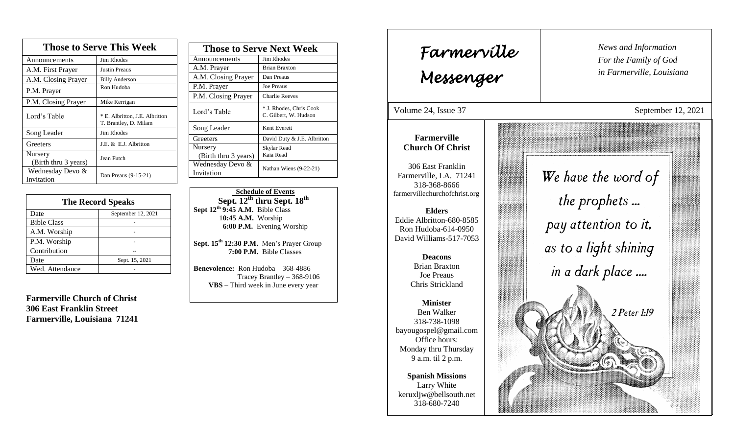## Those to Serve This Week

| Those to Serve This Week | |
|---|---|
| Announcements | Jim Rhodes |
| A.M. First Prayer | Justin Preaus |
| A.M. Closing Prayer | Billy Anderson |
| P.M. Prayer | Ron Hudoba |
| P.M. Closing Prayer | Mike Kerrigan |
| Lord's Table | * E. Albritton, J.E. Albritton T. Brantley, D. Milam |
| Song Leader | Jim Rhodes |
| Greeters | J.E. & E.J. Albritton |
| Nursery (Birth thru 3 years) | Jean Futch |
| Wednesday Devo & Invitation | Dan Preaus (9-15-21) |

## The Record Speaks

| Date | September 12, 2021 |
|---|---|
| Bible Class | - |
| A.M. Worship | - |
| P.M. Worship | - |
| Contribution | -- |
| Date | Sept. 15, 2021 |
| Wed. Attendance | - |

**Farmerville Church of Christ**
**306 East Franklin Street**
**Farmerville, Louisiana 71241**

## Those to Serve Next Week

| Those to Serve Next Week | |
|---|---|
| Announcements | Jim Rhodes |
| A.M. Prayer | Brian Braxton |
| A.M. Closing Prayer | Dan Preaus |
| P.M. Prayer | Joe Preaus |
| P.M. Closing Prayer | Charlie Reeves |
| Lord's Table | * J. Rhodes, Chris Cook C. Gilbert, W. Hudson |
| Song Leader | Kent Everett |
| Greeters | David Duty & J.E. Albritton |
| Nursery (Birth thru 3 years) | Skylar Read Kaia Read |
| Wednesday Devo & Invitation | Nathan Wiens (9-22-21) |

**Schedule of Events**
**Sept. 12th thru Sept. 18th**

**Sept 12th 9:45 A.M.** Bible Class
**10:45 A.M.** Worship
**6:00 P.M.** Evening Worship

**Sept. 15th 12:30 P.M.** Men's Prayer Group
**7:00 P.M.** Bible Classes

**Benevolence:** Ron Hudoba – 368-4886
Tracey Brantley – 368-9106
**VBS** – Third week in June every year

# Farmerville Messenger

*News and Information For the Family of God in Farmerville, Louisiana*

Volume 24, Issue 37 — September 12, 2021

**Farmerville Church Of Christ**

306 East Franklin
Farmerville, LA. 71241
318-368-8666
farmervillechurchofchrist.org

**Elders**
Eddie Albritton-680-8585
Ron Hudoba-614-0950
David Williams-517-7053

**Deacons**
Brian Braxton
Joe Preaus
Chris Strickland

**Minister**
Ben Walker
318-738-1098
bayougospel@gmail.com
Office hours:
Monday thru Thursday
9 a.m. til 2 p.m.

**Spanish Missions**
Larry White
keruxljw@bellsouth.net
318-680-7240

*We have the word of the prophets ... pay attention to it, as to a light shining in a dark place ....*

*2 Peter 1:19*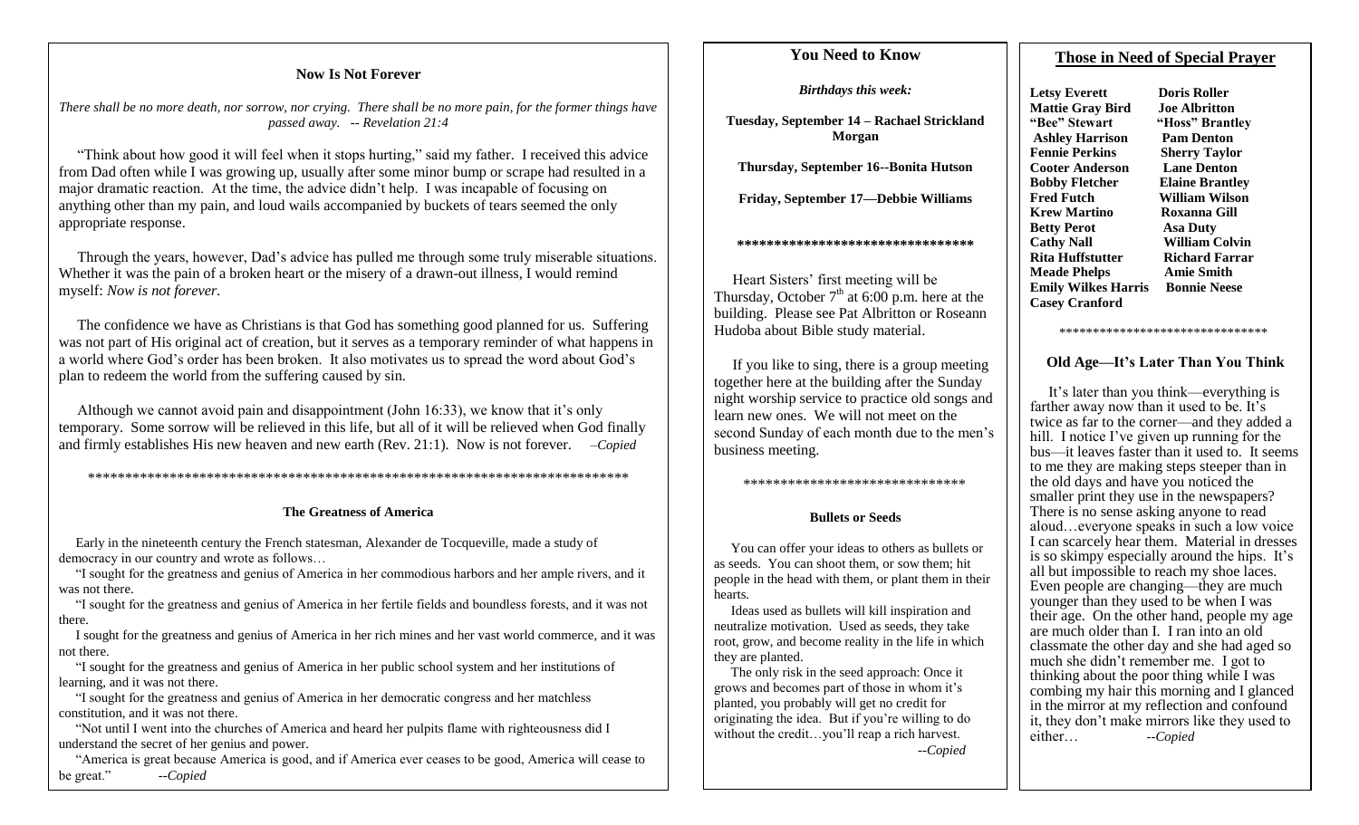## Now Is Not Forever

*There shall be no more death, nor sorrow, nor crying. There shall be no more pain, for the former things have passed away. -- Revelation 21:4*

"Think about how good it will feel when it stops hurting," said my father. I received this advice from Dad often while I was growing up, usually after some minor bump or scrape had resulted in a major dramatic reaction. At the time, the advice didn't help. I was incapable of focusing on anything other than my pain, and loud wails accompanied by buckets of tears seemed the only appropriate response.

Through the years, however, Dad's advice has pulled me through some truly miserable situations. Whether it was the pain of a broken heart or the misery of a drawn-out illness, I would remind myself: *Now is not forever*.

The confidence we have as Christians is that God has something good planned for us. Suffering was not part of His original act of creation, but it serves as a temporary reminder of what happens in a world where God's order has been broken. It also motivates us to spread the word about God's plan to redeem the world from the suffering caused by sin.

Although we cannot avoid pain and disappointment (John 16:33), we know that it's only temporary. Some sorrow will be relieved in this life, but all of it will be relieved when God finally and firmly establishes His new heaven and new earth (Rev. 21:1). Now is not forever. *–Copied*

\*\*\*\*\*\*\*\*\*\*\*\*\*\*\*\*\*\*\*\*\*\*\*\*\*\*\*\*\*\*\*\*\*\*\*\*\*\*\*\*\*\*\*\*\*\*\*\*\*\*\*\*\*\*\*\*\*\*\*\*\*\*\*\*\*\*\*\*\*\*\*\*\*\*\*\*\*\*

## The Greatness of America

Early in the nineteenth century the French statesman, Alexander de Tocqueville, made a study of democracy in our country and wrote as follows…

"I sought for the greatness and genius of America in her commodious harbors and her ample rivers, and it was not there.

"I sought for the greatness and genius of America in her fertile fields and boundless forests, and it was not there.

I sought for the greatness and genius of America in her rich mines and her vast world commerce, and it was not there.

"I sought for the greatness and genius of America in her public school system and her institutions of learning, and it was not there.

"I sought for the greatness and genius of America in her democratic congress and her matchless constitution, and it was not there.

"Not until I went into the churches of America and heard her pulpits flame with righteousness did I understand the secret of her genius and power.

"America is great because America is good, and if America ever ceases to be good, America will cease to be great." *--Copied*

## You Need to Know

***Birthdays this week:***

**Tuesday, September 14 – Rachael Strickland Morgan**

**Thursday, September 16--Bonita Hutson**

**Friday, September 17—Debbie Williams**

\*\*\*\*\*\*\*\*\*\*\*\*\*\*\*\*\*\*\*\*\*\*\*\*\*\*\*\*\*\*\*\*

Heart Sisters' first meeting will be Thursday, October 7th at 6:00 p.m. here at the building. Please see Pat Albritton or Roseann Hudoba about Bible study material.

If you like to sing, there is a group meeting together here at the building after the Sunday night worship service to practice old songs and learn new ones. We will not meet on the second Sunday of each month due to the men's business meeting.

\*\*\*\*\*\*\*\*\*\*\*\*\*\*\*\*\*\*\*\*\*\*\*\*\*\*\*\*\*\*

### Bullets or Seeds

You can offer your ideas to others as bullets or as seeds. You can shoot them, or sow them; hit people in the head with them, or plant them in their hearts.

Ideas used as bullets will kill inspiration and neutralize motivation. Used as seeds, they take root, grow, and become reality in the life in which they are planted.

The only risk in the seed approach: Once it grows and becomes part of those in whom it's planted, you probably will get no credit for originating the idea. But if you're willing to do without the credit…you'll reap a rich harvest.

*--Copied*

## Those in Need of Special Prayer

| | |
|---|---|
| **Letsy Everett** | **Doris Roller** |
| **Mattie Gray Bird** | **Joe Albritton** |
| **"Bee" Stewart** | **"Hoss" Brantley** |
| **Ashley Harrison** | **Pam Denton** |
| **Fennie Perkins** | **Sherry Taylor** |
| **Cooter Anderson** | **Lane Denton** |
| **Bobby Fletcher** | **Elaine Brantley** |
| **Fred Futch** | **William Wilson** |
| **Krew Martino** | **Roxanna Gill** |
| **Betty Perot** | **Asa Duty** |
| **Cathy Nall** | **William Colvin** |
| **Rita Huffstutter** | **Richard Farrar** |
| **Meade Phelps** | **Amie Smith** |
| **Emily Wilkes Harris** | **Bonnie Neese** |
| **Casey Cranford** | |

\*\*\*\*\*\*\*\*\*\*\*\*\*\*\*\*\*\*\*\*\*\*\*\*\*\*\*\*\*\*\*

### Old Age—It's Later Than You Think

It's later than you think—everything is farther away now than it used to be. It's twice as far to the corner—and they added a hill. I notice I've given up running for the bus—it leaves faster than it used to. It seems to me they are making steps steeper than in the old days and have you noticed the smaller print they use in the newspapers? There is no sense asking anyone to read aloud…everyone speaks in such a low voice I can scarcely hear them. Material in dresses is so skimpy especially around the hips. It's all but impossible to reach my shoe laces. Even people are changing—they are much younger than they used to be when I was their age. On the other hand, people my age are much older than I. I ran into an old classmate the other day and she had aged so much she didn't remember me. I got to thinking about the poor thing while I was combing my hair this morning and I glanced in the mirror at my reflection and confound it, they don't make mirrors like they used to either… *--Copied*